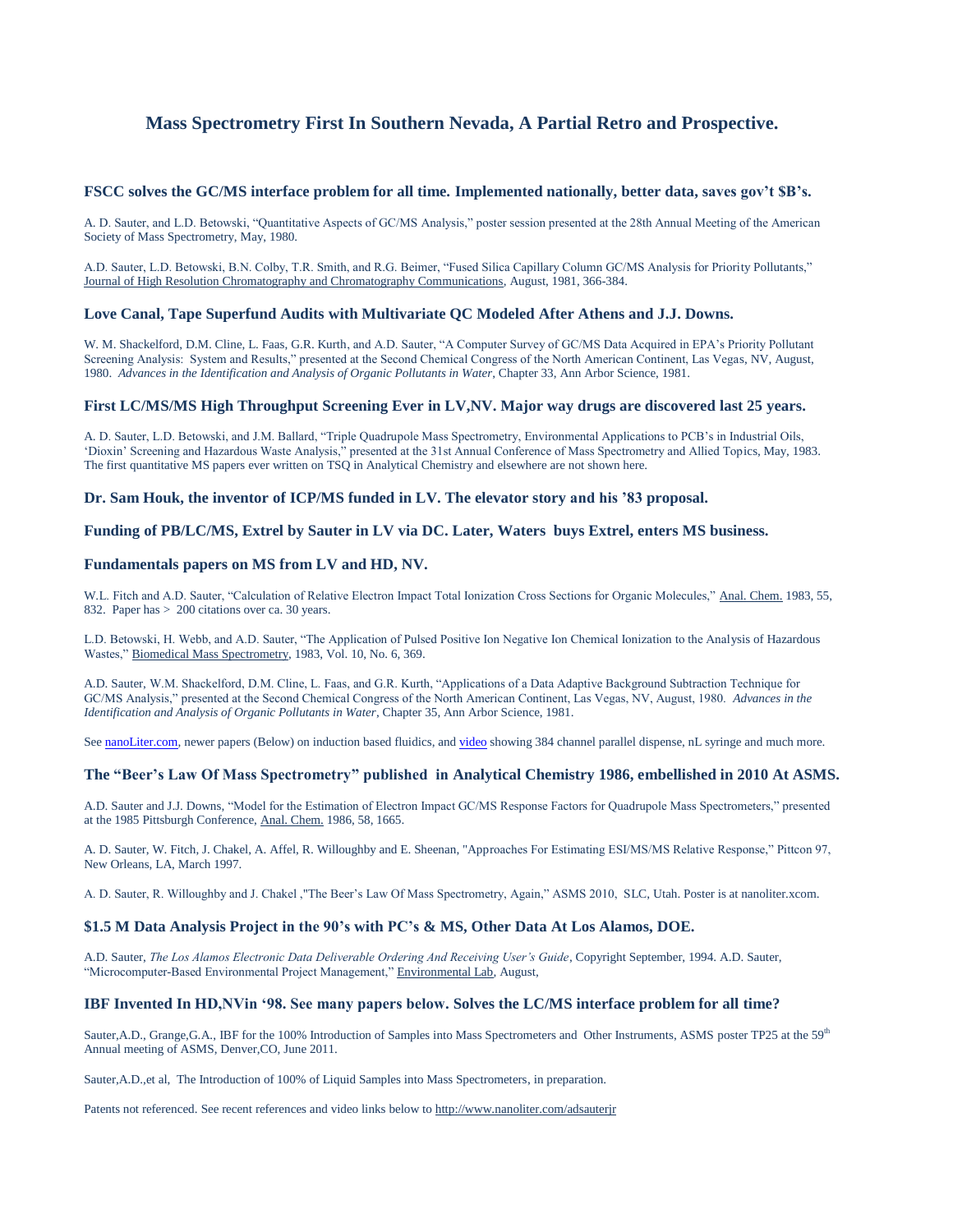# Mass Spectrometry First In Southern Nevada, A Partial Retro and Prospective.

### FSCC solves the GC/MS interface problem for all time. Implemented nationally, better data, saves gov't $B's.

A. D. Sauter, and L.D. Betowski, "Quantitative Aspects of GC/MS Analysis," poster session presented at the 28th Annual Meeting of the American Society of Mass Spectrometry, May, 1980.

A.D. Sauter, L.D. Betowski, B.N. Colby, T.R. Smith, and R.G. Beimer, "Fused Silica Capillary Column GC/MS Analysis for Priority Pollutants," Journal of High Resolution Chromatography and Chromatography Communications, August, 1981, 366-384.

### Love Canal, Tape Superfund Audits with Multivariate QC Modeled After Athens and J.J. Downs.

W. M. Shackelford, D.M. Cline, L. Faas, G.R. Kurth, and A.D. Sauter, "A Computer Survey of GC/MS Data Acquired in EPA's Priority Pollutant Screening Analysis: System and Results," presented at the Second Chemical Congress of the North American Continent, Las Vegas, NV, August, 1980. *Advances in the Identification and Analysis of Organic Pollutants in Water*, Chapter 33, Ann Arbor Science, 1981.

### First LC/MS/MS High Throughput Screening Ever in LV,NV. Major way drugs are discovered last 25 years.

A. D. Sauter, L.D. Betowski, and J.M. Ballard, "Triple Quadrupole Mass Spectrometry, Environmental Applications to PCB's in Industrial Oils, 'Dioxin' Screening and Hazardous Waste Analysis," presented at the 31st Annual Conference of Mass Spectrometry and Allied Topics, May, 1983. The first quantitative MS papers ever written on TSQ in Analytical Chemistry and elsewhere are not shown here.

### Dr. Sam Houk, the inventor of ICP/MS funded in LV. The elevator story and his '83 proposal.

### Funding of PB/LC/MS, Extrel by Sauter in LV via DC. Later, Waters buys Extrel, enters MS business.

### Fundamentals papers on MS from LV and HD, NV.

W.L. Fitch and A.D. Sauter, "Calculation of Relative Electron Impact Total Ionization Cross Sections for Organic Molecules," Anal. Chem. 1983, 55, 832. Paper has > 200 citations over ca. 30 years.

L.D. Betowski, H. Webb, and A.D. Sauter, "The Application of Pulsed Positive Ion Negative Ion Chemical Ionization to the Analysis of Hazardous Wastes," Biomedical Mass Spectrometry, 1983, Vol. 10, No. 6, 369.

A.D. Sauter, W.M. Shackelford, D.M. Cline, L. Faas, and G.R. Kurth, "Applications of a Data Adaptive Background Subtraction Technique for GC/MS Analysis," presented at the Second Chemical Congress of the North American Continent, Las Vegas, NV, August, 1980. *Advances in the Identification and Analysis of Organic Pollutants in Water*, Chapter 35, Ann Arbor Science, 1981.

See nanoLiter.com, newer papers (Below) on induction based fluidics, and video showing 384 channel parallel dispense, nL syringe and much more.

### The "Beer's Law Of Mass Spectrometry" published in Analytical Chemistry 1986, embellished in 2010 At ASMS.

A.D. Sauter and J.J. Downs, "Model for the Estimation of Electron Impact GC/MS Response Factors for Quadrupole Mass Spectrometers," presented at the 1985 Pittsburgh Conference, Anal. Chem. 1986, 58, 1665.

A. D. Sauter, W. Fitch, J. Chakel, A. Affel, R. Willoughby and E. Sheenan, "Approaches For Estimating ESI/MS/MS Relative Response," Pittcon 97, New Orleans, LA, March 1997.

A. D. Sauter, R. Willoughby and J. Chakel ,"The Beer's Law Of Mass Spectrometry, Again," ASMS 2010, SLC, Utah. Poster is at nanoliter.xcom.

### $1.5 M Data Analysis Project in the 90's with PC's & MS, Other Data At Los Alamos, DOE.

A.D. Sauter, *The Los Alamos Electronic Data Deliverable Ordering And Receiving User's Guide*, Copyright September, 1994. A.D. Sauter, "Microcomputer-Based Environmental Project Management," Environmental Lab, August,

### IBF Invented In HD,NVin '98. See many papers below. Solves the LC/MS interface problem for all time?

Sauter,A.D., Grange,G.A., IBF for the 100% Introduction of Samples into Mass Spectrometers and Other Instruments, ASMS poster TP25 at the 59th Annual meeting of ASMS, Denver,CO, June 2011.

Sauter,A.D.,et al, The Introduction of 100% of Liquid Samples into Mass Spectrometers, in preparation.

Patents not referenced. See recent references and video links below to http://www.nanoliter.com/adsauterjr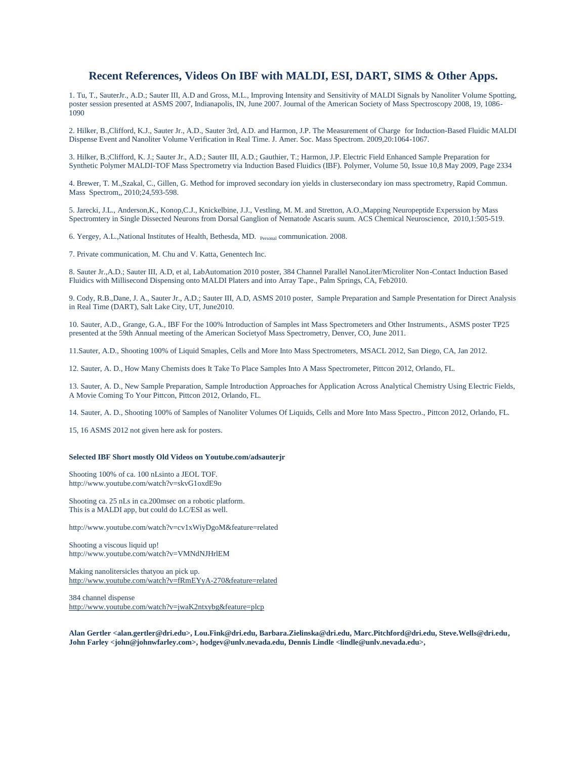# Recent References, Videos On IBF with MALDI, ESI, DART, SIMS & Other Apps.

1. Tu, T., SauterJr., A.D.; Sauter III, A.D and Gross, M.L., Improving Intensity and Sensitivity of MALDI Signals by Nanoliter Volume Spotting, poster session presented at ASMS 2007, Indianapolis, IN, June 2007. Journal of the American Society of Mass Spectroscopy 2008, 19, 1086-1090

2. Hilker, B.,Clifford, K.J., Sauter Jr., A.D., Sauter 3rd, A.D. and Harmon, J.P. The Measurement of Charge for Induction-Based Fluidic MALDI Dispense Event and Nanoliter Volume Verification in Real Time. J. Amer. Soc. Mass Spectrom. 2009,20:1064-1067.

3. Hilker, B.;Clifford, K. J.; Sauter Jr., A.D.; Sauter III, A.D.; Gauthier, T.; Harmon, J.P. Electric Field Enhanced Sample Preparation for Synthetic Polymer MALDI-TOF Mass Spectrometry via Induction Based Fluidics (IBF). Polymer, Volume 50, Issue 10,8 May 2009, Page 2334

4. Brewer, T. M.,Szakal, C., Gillen, G. Method for improved secondary ion yields in clustersecondary ion mass spectrometry, Rapid Commun. Mass Spectrom,, 2010;24,593-598.

5. Jarecki, J.L., Anderson,K., Konop,C.J., Knickelbine, J.J., Vestling, M. M. and Stretton, A.O.,Mapping Neuropeptide Experssion by Mass Spectromtery in Single Dissected Neurons from Dorsal Ganglion of Nematode Ascaris suum. ACS Chemical Neuroscience, 2010,1:505-519.

6. Yergey, A.L.,National Institutes of Health, Bethesda, MD. Personal communication. 2008.

7. Private communication, M. Chu and V. Katta, Genentech Inc.

8. Sauter Jr.,A.D.; Sauter III, A.D, et al, LabAutomation 2010 poster, 384 Channel Parallel NanoLiter/Microliter Non-Contact Induction Based Fluidics with Millisecond Dispensing onto MALDI Platers and into Array Tape., Palm Springs, CA, Feb2010.

9. Cody, R.B.,Dane, J. A., Sauter Jr., A.D.; Sauter III, A.D, ASMS 2010 poster, Sample Preparation and Sample Presentation for Direct Analysis in Real Time (DART), Salt Lake City, UT, June2010.

10. Sauter, A.D., Grange, G.A., IBF For the 100% Introduction of Samples int Mass Spectrometers and Other Instruments., ASMS poster TP25 presented at the 59th Annual meeting of the American Societyof Mass Spectrometry, Denver, CO, June 2011.

11.Sauter, A.D., Shooting 100% of Liquid Smaples, Cells and More Into Mass Spectrometers, MSACL 2012, San Diego, CA, Jan 2012.

12. Sauter, A. D., How Many Chemists does It Take To Place Samples Into A Mass Spectrometer, Pittcon 2012, Orlando, FL.

13. Sauter, A. D., New Sample Preparation, Sample Introduction Approaches for Application Across Analytical Chemistry Using Electric Fields, A Movie Coming To Your Pittcon, Pittcon 2012, Orlando, FL.

14. Sauter, A. D., Shooting 100% of Samples of Nanoliter Volumes Of Liquids, Cells and More Into Mass Spectro., Pittcon 2012, Orlando, FL.

15, 16 ASMS 2012 not given here ask for posters.

**Selected IBF Short mostly Old Videos on Youtube.com/adsauterjr**

Shooting 100% of ca. 100 nLsinto a JEOL TOF.
http://www.youtube.com/watch?v=skvG1oxdE9o

Shooting ca. 25 nLs in ca.200msec on a robotic platform.
This is a MALDI app, but could do LC/ESI as well.

http://www.youtube.com/watch?v=cv1xWiyDgoM&feature=related

Shooting a viscous liquid up!
http://www.youtube.com/watch?v=VMNdNJHrlEM

Making nanolitersicles thatyou an pick up.
http://www.youtube.com/watch?v=fRmEYyA-270&feature=related

384 channel dispense
http://www.youtube.com/watch?v=jwaK2ntxybg&feature=plcp

**Alan Gertler <alan.gertler@dri.edu>, Lou.Fink@dri.edu, Barbara.Zielinska@dri.edu, Marc.Pitchford@dri.edu, Steve.Wells@dri.edu, John Farley <john@johnwfarley.com>, hodgev@unlv.nevada.edu, Dennis Lindle <lindle@unlv.nevada.edu>,**